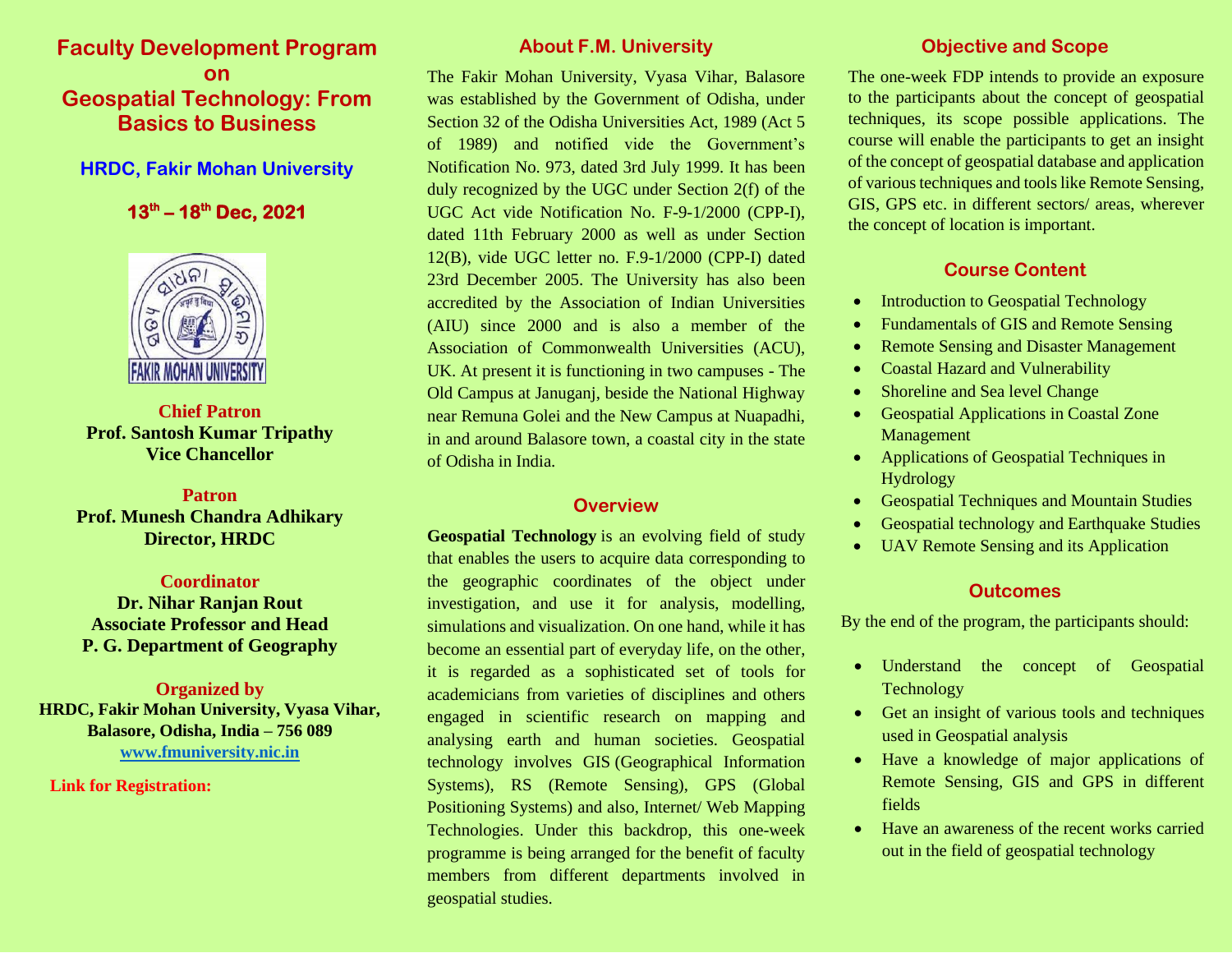# Faculty Development Program on Geospatial Technology: From Basics to Business

### HRDC, Fakir Mohan University

### 13th – 18th Dec, 2021

**Chief Patron**
**Prof. Santosh Kumar Tripathy**
**Vice Chancellor**

**Patron**
**Prof. Munesh Chandra Adhikary**
**Director, HRDC**

**Coordinator**
**Dr. Nihar Ranjan Rout**
**Associate Professor and Head**
**P. G. Department of Geography**

**Organized by**
**HRDC, Fakir Mohan University, Vyasa Vihar, Balasore, Odisha, India – 756 089**
**www.fmuniversity.nic.in**

**Link for Registration:**

## About F.M. University

The Fakir Mohan University, Vyasa Vihar, Balasore was established by the Government of Odisha, under Section 32 of the Odisha Universities Act, 1989 (Act 5 of 1989) and notified vide the Government's Notification No. 973, dated 3rd July 1999. It has been duly recognized by the UGC under Section 2(f) of the UGC Act vide Notification No. F-9-1/2000 (CPP-I), dated 11th February 2000 as well as under Section 12(B), vide UGC letter no. F.9-1/2000 (CPP-I) dated 23rd December 2005. The University has also been accredited by the Association of Indian Universities (AIU) since 2000 and is also a member of the Association of Commonwealth Universities (ACU), UK. At present it is functioning in two campuses - The Old Campus at Januganj, beside the National Highway near Remuna Golei and the New Campus at Nuapadhi, in and around Balasore town, a coastal city in the state of Odisha in India.

## Overview

**Geospatial Technology** is an evolving field of study that enables the users to acquire data corresponding to the geographic coordinates of the object under investigation, and use it for analysis, modelling, simulations and visualization. On one hand, while it has become an essential part of everyday life, on the other, it is regarded as a sophisticated set of tools for academicians from varieties of disciplines and others engaged in scientific research on mapping and analysing earth and human societies. Geospatial technology involves GIS (Geographical Information Systems), RS (Remote Sensing), GPS (Global Positioning Systems) and also, Internet/ Web Mapping Technologies. Under this backdrop, this one-week programme is being arranged for the benefit of faculty members from different departments involved in geospatial studies.

## Objective and Scope

The one-week FDP intends to provide an exposure to the participants about the concept of geospatial techniques, its scope possible applications. The course will enable the participants to get an insight of the concept of geospatial database and application of various techniques and tools like Remote Sensing, GIS, GPS etc. in different sectors/ areas, wherever the concept of location is important.

## Course Content

- Introduction to Geospatial Technology
- Fundamentals of GIS and Remote Sensing
- Remote Sensing and Disaster Management
- Coastal Hazard and Vulnerability
- Shoreline and Sea level Change
- Geospatial Applications in Coastal Zone Management
- Applications of Geospatial Techniques in Hydrology
- Geospatial Techniques and Mountain Studies
- Geospatial technology and Earthquake Studies
- UAV Remote Sensing and its Application

## Outcomes

By the end of the program, the participants should:

- Understand the concept of Geospatial Technology
- Get an insight of various tools and techniques used in Geospatial analysis
- Have a knowledge of major applications of Remote Sensing, GIS and GPS in different fields
- Have an awareness of the recent works carried out in the field of geospatial technology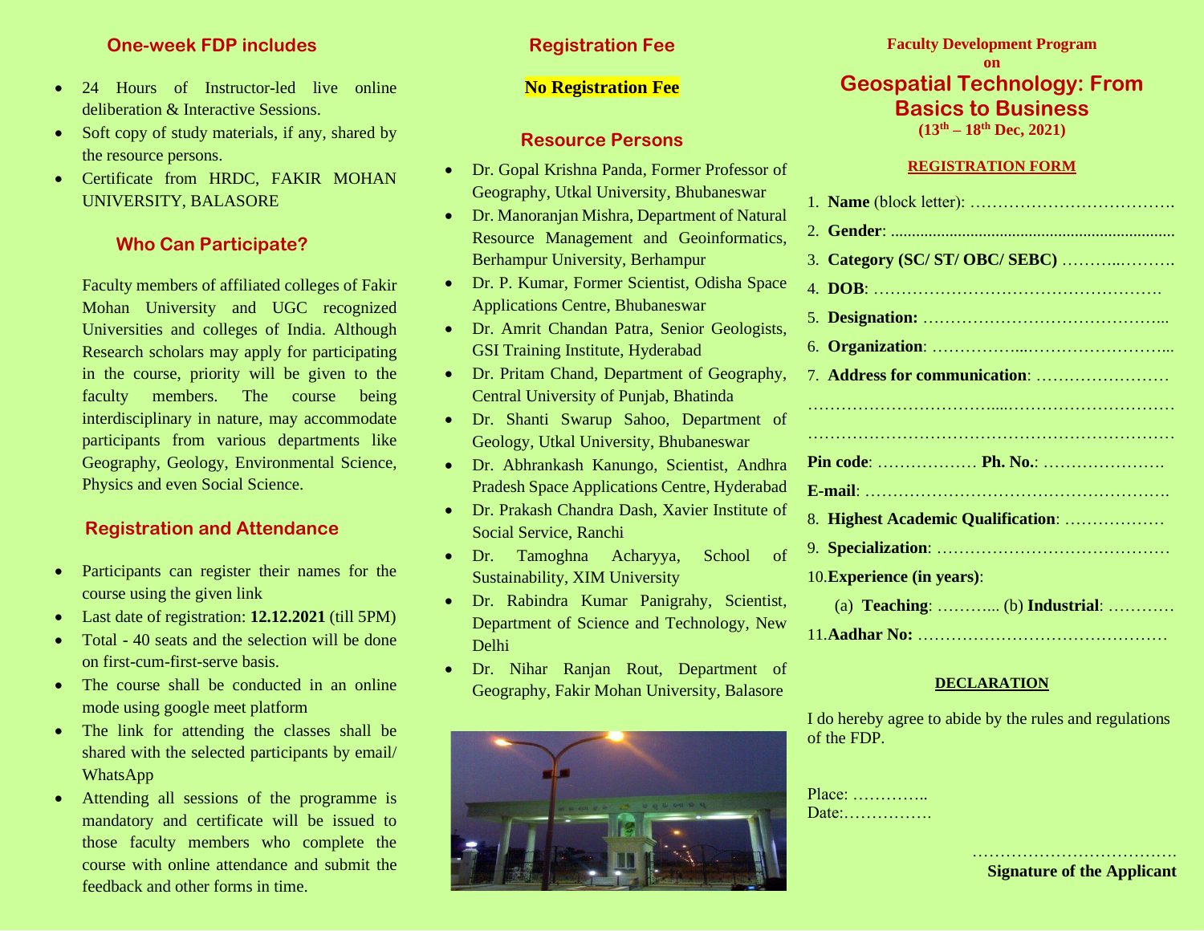## One-week FDP includes

- 24 Hours of Instructor-led live online deliberation & Interactive Sessions.
- Soft copy of study materials, if any, shared by the resource persons.
- Certificate from HRDC, FAKIR MOHAN UNIVERSITY, BALASORE

## Who Can Participate?

Faculty members of affiliated colleges of Fakir Mohan University and UGC recognized Universities and colleges of India. Although Research scholars may apply for participating in the course, priority will be given to the faculty members. The course being interdisciplinary in nature, may accommodate participants from various departments like Geography, Geology, Environmental Science, Physics and even Social Science.

## Registration and Attendance

- Participants can register their names for the course using the given link
- Last date of registration: **12.12.2021** (till 5PM)
- Total - 40 seats and the selection will be done on first-cum-first-serve basis.
- The course shall be conducted in an online mode using google meet platform
- The link for attending the classes shall be shared with the selected participants by email/ WhatsApp
- Attending all sessions of the programme is mandatory and certificate will be issued to those faculty members who complete the course with online attendance and submit the feedback and other forms in time.

## Registration Fee

**No Registration Fee**

## Resource Persons

- Dr. Gopal Krishna Panda, Former Professor of Geography, Utkal University, Bhubaneswar
- Dr. Manoranjan Mishra, Department of Natural Resource Management and Geoinformatics, Berhampur University, Berhampur
- Dr. P. Kumar, Former Scientist, Odisha Space Applications Centre, Bhubaneswar
- Dr. Amrit Chandan Patra, Senior Geologists, GSI Training Institute, Hyderabad
- Dr. Pritam Chand, Department of Geography, Central University of Punjab, Bhatinda
- Dr. Shanti Swarup Sahoo, Department of Geology, Utkal University, Bhubaneswar
- Dr. Abhrankash Kanungo, Scientist, Andhra Pradesh Space Applications Centre, Hyderabad
- Dr. Prakash Chandra Dash, Xavier Institute of Social Service, Ranchi
- Dr. Tamoghna Acharyya, School of Sustainability, XIM University
- Dr. Rabindra Kumar Panigrahy, Scientist, Department of Science and Technology, New Delhi
- Dr. Nihar Ranjan Rout, Department of Geography, Fakir Mohan University, Balasore

**Faculty Development Program**
**on**

# Geospatial Technology: From Basics to Business

**(13th – 18th Dec, 2021)**

## REGISTRATION FORM

1. **Name** (block letter): ……………………………….
2. **Gender**: ....................................................................
3. **Category (SC/ ST/ OBC/ SEBC)** ………..……….
4. **DOB**: ……………………………………………
5. **Designation:** ……………………………………...
6. **Organization**: ……………...……………………...
7. **Address for communication**: ……………………
………………………………....…………………………
…………………………………………………………
**Pin code**: ……………… **Ph. No.**: ………………….
**E-mail**: ……………………………………………….
8. **Highest Academic Qualification**: ………………
9. **Specialization**: ……………………………………
10. **Experience (in years)**:
(a) **Teaching**: ……….. (b) **Industrial**: …………
11. **Aadhar No:** ………………………………………

## DECLARATION

I do hereby agree to abide by the rules and regulations of the FDP.

Place: …………..
Date:…………….

……………………………….
**Signature of the Applicant**